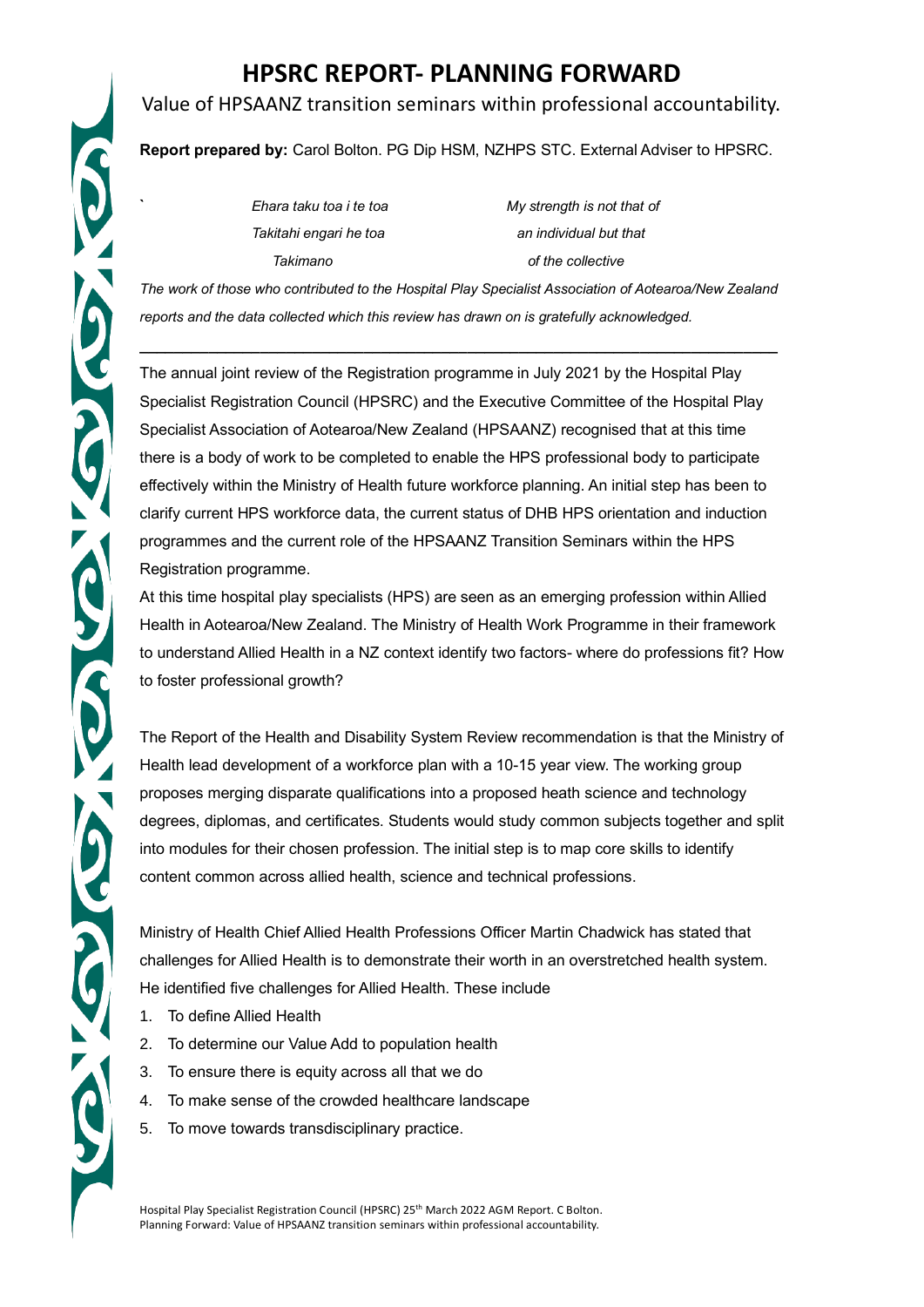# HPSRC REPORT- PLANNING FORWARD

Value of HPSAANZ transition seminars within professional accountability.

**Report prepared by:** Carol Bolton. PG Dip HSM, NZHPS STC. External Adviser to HPSRC.

| *Ehara taku toa i te toa* | *My strength is not that of* |
|---|---|
| *Takitahi engari he toa* | *an individual but that* |
| *Takimano* | *of the collective* |

*The work of those who contributed to the Hospital Play Specialist Association of Aotearoa/New Zealand reports and the data collected which this review has drawn on is gratefully acknowledged.*

---

The annual joint review of the Registration programme in July 2021 by the Hospital Play Specialist Registration Council (HPSRC) and the Executive Committee of the Hospital Play Specialist Association of Aotearoa/New Zealand (HPSAANZ) recognised that at this time there is a body of work to be completed to enable the HPS professional body to participate effectively within the Ministry of Health future workforce planning. An initial step has been to clarify current HPS workforce data, the current status of DHB HPS orientation and induction programmes and the current role of the HPSAANZ Transition Seminars within the HPS Registration programme.

At this time hospital play specialists (HPS) are seen as an emerging profession within Allied Health in Aotearoa/New Zealand. The Ministry of Health Work Programme in their framework to understand Allied Health in a NZ context identify two factors- where do professions fit? How to foster professional growth?

The Report of the Health and Disability System Review recommendation is that the Ministry of Health lead development of a workforce plan with a 10-15 year view. The working group proposes merging disparate qualifications into a proposed heath science and technology degrees, diplomas, and certificates. Students would study common subjects together and split into modules for their chosen profession. The initial step is to map core skills to identify content common across allied health, science and technical professions.

Ministry of Health Chief Allied Health Professions Officer Martin Chadwick has stated that challenges for Allied Health is to demonstrate their worth in an overstretched health system. He identified five challenges for Allied Health. These include

1. To define Allied Health
2. To determine our Value Add to population health
3. To ensure there is equity across all that we do
4. To make sense of the crowded healthcare landscape
5. To move towards transdisciplinary practice.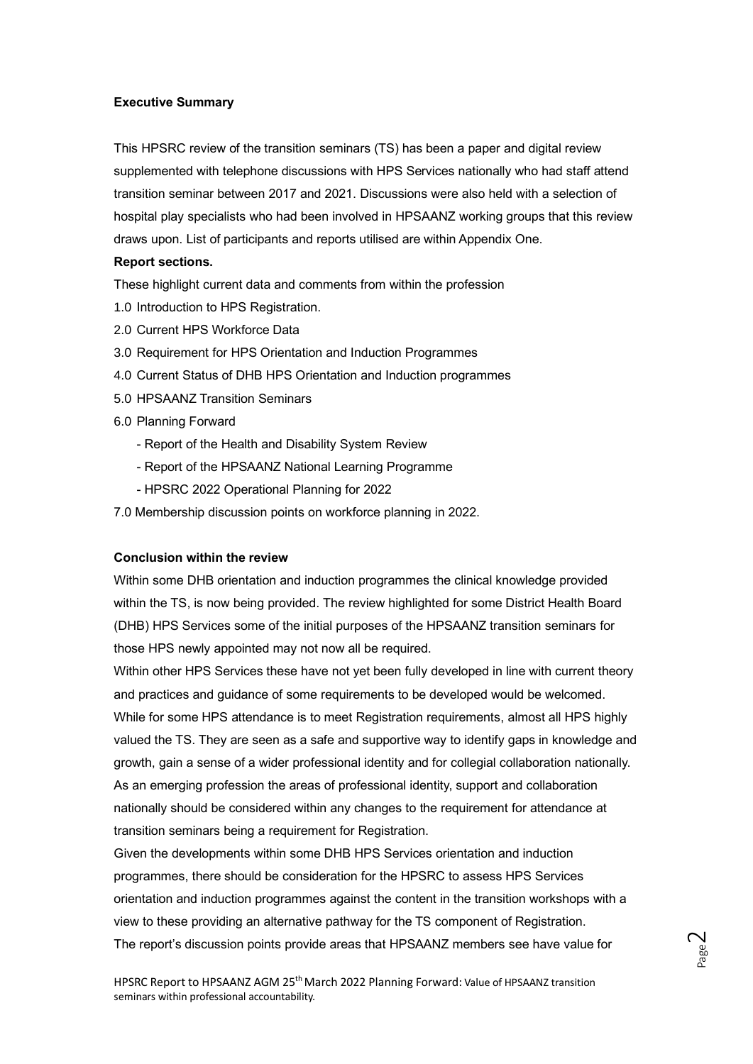**Executive Summary**

This HPSRC review of the transition seminars (TS) has been a paper and digital review supplemented with telephone discussions with HPS Services nationally who had staff attend transition seminar between 2017 and 2021. Discussions were also held with a selection of hospital play specialists who had been involved in HPSAANZ working groups that this review draws upon. List of participants and reports utilised are within Appendix One.

**Report sections.**

These highlight current data and comments from within the profession

1.0 Introduction to HPS Registration.

2.0 Current HPS Workforce Data

3.0 Requirement for HPS Orientation and Induction Programmes

4.0 Current Status of DHB HPS Orientation and Induction programmes

5.0 HPSAANZ Transition Seminars

6.0 Planning Forward

- Report of the Health and Disability System Review
- Report of the HPSAANZ National Learning Programme
- HPSRC 2022 Operational Planning for 2022

7.0 Membership discussion points on workforce planning in 2022.

**Conclusion within the review**

Within some DHB orientation and induction programmes the clinical knowledge provided within the TS, is now being provided. The review highlighted for some District Health Board (DHB) HPS Services some of the initial purposes of the HPSAANZ transition seminars for those HPS newly appointed may not now all be required.

Within other HPS Services these have not yet been fully developed in line with current theory and practices and guidance of some requirements to be developed would be welcomed.

While for some HPS attendance is to meet Registration requirements, almost all HPS highly valued the TS. They are seen as a safe and supportive way to identify gaps in knowledge and growth, gain a sense of a wider professional identity and for collegial collaboration nationally. As an emerging profession the areas of professional identity, support and collaboration nationally should be considered within any changes to the requirement for attendance at transition seminars being a requirement for Registration.

Given the developments within some DHB HPS Services orientation and induction programmes, there should be consideration for the HPSRC to assess HPS Services orientation and induction programmes against the content in the transition workshops with a view to these providing an alternative pathway for the TS component of Registration.

The report's discussion points provide areas that HPSAANZ members see have value for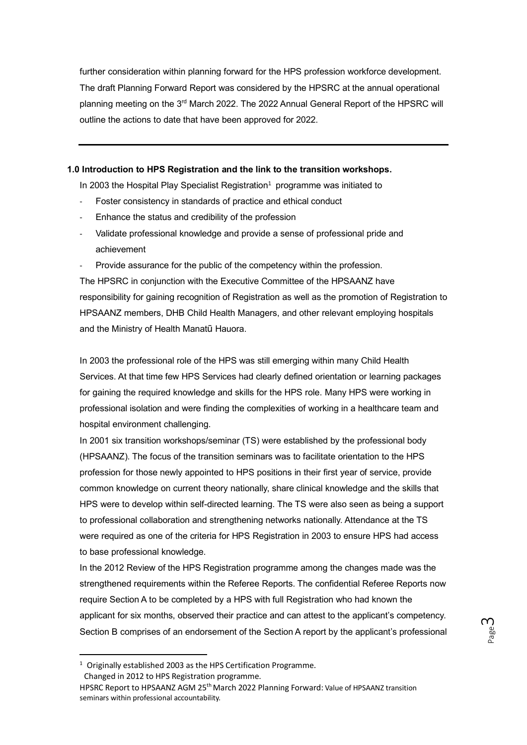further consideration within planning forward for the HPS profession workforce development. The draft Planning Forward Report was considered by the HPSRC at the annual operational planning meeting on the 3rd March 2022. The 2022 Annual General Report of the HPSRC will outline the actions to date that have been approved for 2022.

---

### 1.0 Introduction to HPS Registration and the link to the transition workshops.

In 2003 the Hospital Play Specialist Registration[1] programme was initiated to

- Foster consistency in standards of practice and ethical conduct
- Enhance the status and credibility of the profession
- Validate professional knowledge and provide a sense of professional pride and achievement
- Provide assurance for the public of the competency within the profession.

The HPSRC in conjunction with the Executive Committee of the HPSAANZ have responsibility for gaining recognition of Registration as well as the promotion of Registration to HPSAANZ members, DHB Child Health Managers, and other relevant employing hospitals and the Ministry of Health Manatū Hauora.

In 2003 the professional role of the HPS was still emerging within many Child Health Services. At that time few HPS Services had clearly defined orientation or learning packages for gaining the required knowledge and skills for the HPS role. Many HPS were working in professional isolation and were finding the complexities of working in a healthcare team and hospital environment challenging.

In 2001 six transition workshops/seminar (TS) were established by the professional body (HPSAANZ). The focus of the transition seminars was to facilitate orientation to the HPS profession for those newly appointed to HPS positions in their first year of service, provide common knowledge on current theory nationally, share clinical knowledge and the skills that HPS were to develop within self-directed learning. The TS were also seen as being a support to professional collaboration and strengthening networks nationally. Attendance at the TS were required as one of the criteria for HPS Registration in 2003 to ensure HPS had access to base professional knowledge.

In the 2012 Review of the HPS Registration programme among the changes made was the strengthened requirements within the Referee Reports. The confidential Referee Reports now require Section A to be completed by a HPS with full Registration who had known the applicant for six months, observed their practice and can attest to the applicant's competency. Section B comprises of an endorsement of the Section A report by the applicant's professional

---

[1] Originally established 2003 as the HPS Certification Programme.
Changed in 2012 to HPS Registration programme.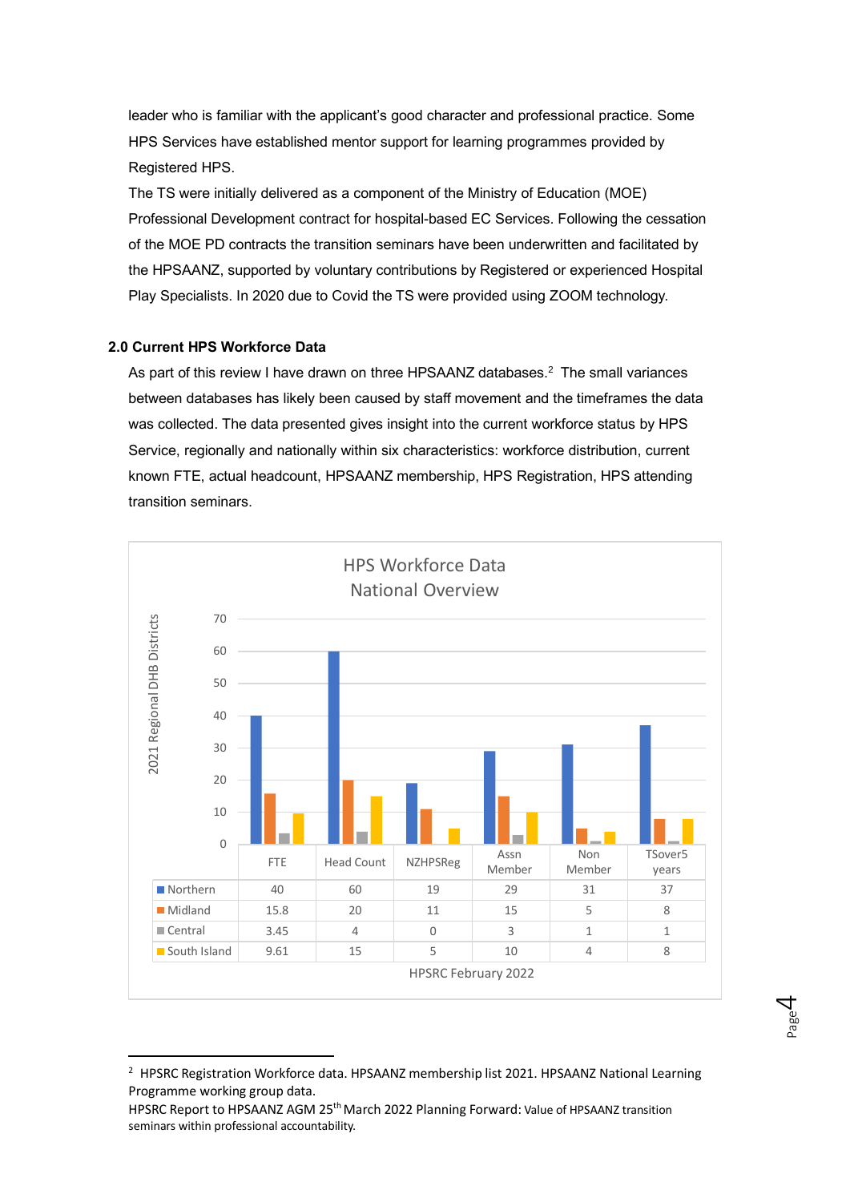leader who is familiar with the applicant's good character and professional practice. Some HPS Services have established mentor support for learning programmes provided by Registered HPS.

The TS were initially delivered as a component of the Ministry of Education (MOE) Professional Development contract for hospital-based EC Services. Following the cessation of the MOE PD contracts the transition seminars have been underwritten and facilitated by the HPSAANZ, supported by voluntary contributions by Registered or experienced Hospital Play Specialists. In 2020 due to Covid the TS were provided using ZOOM technology.

## 2.0 Current HPS Workforce Data

As part of this review I have drawn on three HPSAANZ databases.[2] The small variances between databases has likely been caused by staff movement and the timeframes the data was collected. The data presented gives insight into the current workforce status by HPS Service, regionally and nationally within six characteristics: workforce distribution, current known FTE, actual headcount, HPSAANZ membership, HPS Registration, HPS attending transition seminars.

**HPS Workforce Data National Overview**

2021 Regional DHB Districts

| | FTE | Head Count | NZHPSReg | Assn Member | Non Member | TSover5 years |
|---|---|---|---|---|---|---|
| Northern | 40 | 60 | 19 | 29 | 31 | 37 |
| Midland | 15.8 | 20 | 11 | 15 | 5 | 8 |
| Central | 3.45 | 4 | 0 | 3 | 1 | 1 |
| South Island | 9.61 | 15 | 5 | 10 | 4 | 8 |

HPSRC February 2022

---

[2] HPSRC Registration Workforce data. HPSAANZ membership list 2021. HPSAANZ National Learning Programme working group data.
HPSRC Report to HPSAANZ AGM 25th March 2022 Planning Forward: Value of HPSAANZ transition seminars within professional accountability.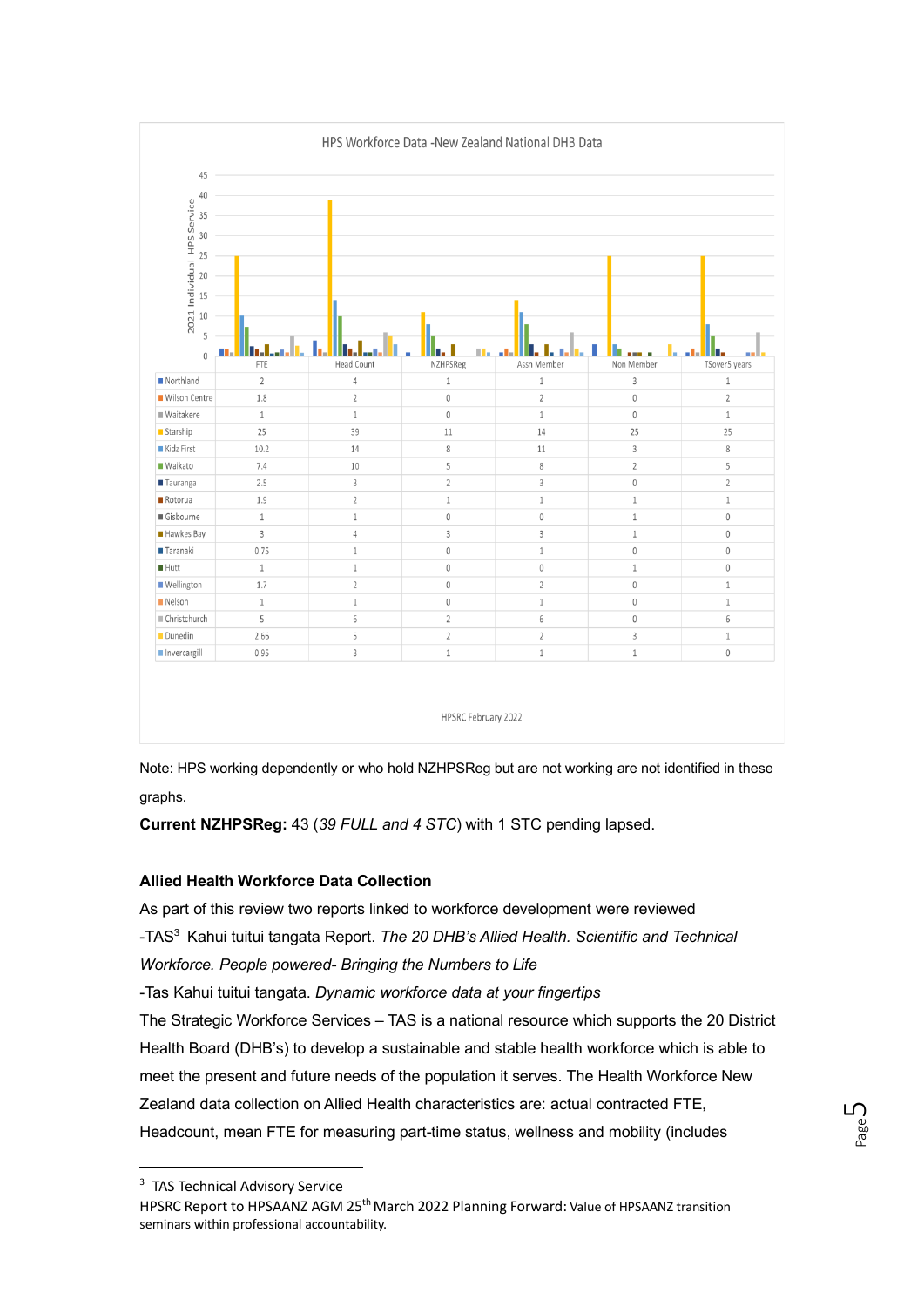HPS Workforce Data -New Zealand National DHB Data

| | FTE | Head Count | NZHPSReg | Assn Member | Non Member | TSover5 years |
|---|---|---|---|---|---|---|
| Northland | 2 | 4 | 1 | 1 | 3 | 1 |
| Wilson Centre | 1.8 | 2 | 0 | 2 | 0 | 2 |
| Waitakere | 1 | 1 | 0 | 1 | 0 | 1 |
| Starship | 25 | 39 | 11 | 14 | 25 | 25 |
| Kidz First | 10.2 | 14 | 8 | 11 | 3 | 8 |
| Waikato | 7.4 | 10 | 5 | 8 | 2 | 5 |
| Tauranga | 2.5 | 3 | 2 | 3 | 0 | 2 |
| Rotorua | 1.9 | 2 | 1 | 1 | 1 | 1 |
| Gisbourne | 1 | 1 | 0 | 0 | 1 | 0 |
| Hawkes Bay | 3 | 4 | 3 | 3 | 1 | 0 |
| Taranaki | 0.75 | 1 | 0 | 1 | 0 | 0 |
| Hutt | 1 | 1 | 0 | 0 | 1 | 0 |
| Wellington | 1.7 | 2 | 0 | 2 | 0 | 1 |
| Nelson | 1 | 1 | 0 | 1 | 0 | 1 |
| Christchurch | 5 | 6 | 2 | 6 | 0 | 6 |
| Dunedin | 2.66 | 5 | 2 | 2 | 3 | 1 |
| Invercargill | 0.95 | 3 | 1 | 1 | 1 | 0 |

HPSRC February 2022

Note: HPS working dependently or who hold NZHPSReg but are not working are not identified in these graphs.

**Current NZHPSReg:** 43 (*39 FULL and 4 STC*) with 1 STC pending lapsed.

**Allied Health Workforce Data Collection**

As part of this review two reports linked to workforce development were reviewed

-TAS[3] Kahui tuitui tangata Report. *The 20 DHB's Allied Health. Scientific and Technical Workforce. People powered- Bringing the Numbers to Life*

-Tas Kahui tuitui tangata. *Dynamic workforce data at your fingertips*

The Strategic Workforce Services – TAS is a national resource which supports the 20 District Health Board (DHB's) to develop a sustainable and stable health workforce which is able to meet the present and future needs of the population it serves. The Health Workforce New Zealand data collection on Allied Health characteristics are: actual contracted FTE, Headcount, mean FTE for measuring part-time status, wellness and mobility (includes

[3] TAS Technical Advisory Service

HPSRC Report to HPSAANZ AGM 25th March 2022 Planning Forward: Value of HPSAANZ transition seminars within professional accountability.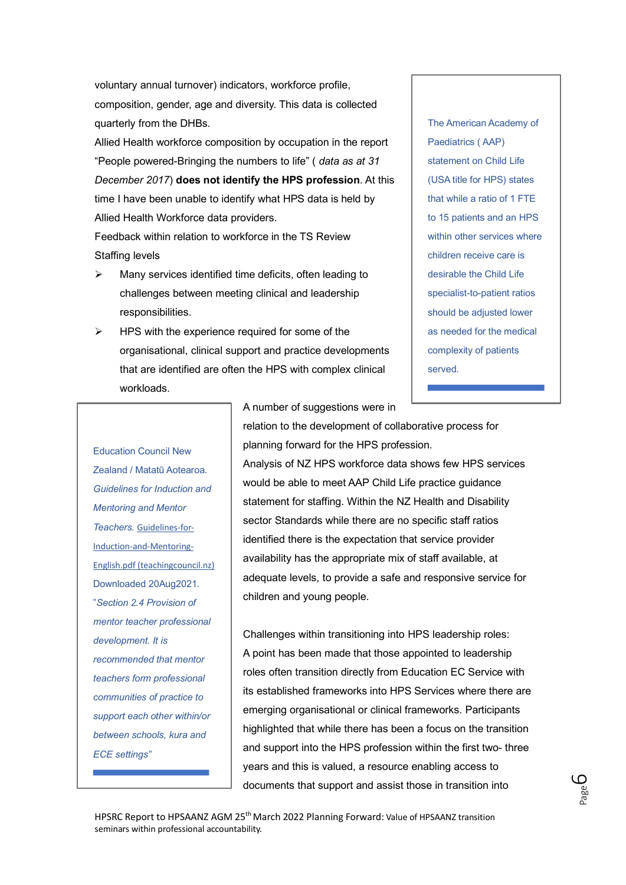voluntary annual turnover) indicators, workforce profile, composition, gender, age and diversity. This data is collected quarterly from the DHBs.

Allied Health workforce composition by occupation in the report "People powered-Bringing the numbers to life" ( *data as at 31 December 2017*) **does not identify the HPS profession**. At this time I have been unable to identify what HPS data is held by Allied Health Workforce data providers.

Feedback within relation to workforce in the TS Review

Staffing levels

- Many services identified time deficits, often leading to challenges between meeting clinical and leadership responsibilities.
- HPS with the experience required for some of the organisational, clinical support and practice developments that are identified are often the HPS with complex clinical workloads.

> The American Academy of Paediatrics ( AAP) statement on Child Life (USA title for HPS) states that while a ratio of 1 FTE to 15 patients and an HPS within other services where children receive care is desirable the Child Life specialist-to-patient ratios should be adjusted lower as needed for the medical complexity of patients served.

A number of suggestions were in relation to the development of collaborative process for planning forward for the HPS profession.

Analysis of NZ HPS workforce data shows few HPS services would be able to meet AAP Child Life practice guidance statement for staffing. Within the NZ Health and Disability sector Standards while there are no specific staff ratios identified there is the expectation that service provider availability has the appropriate mix of staff available, at adequate levels, to provide a safe and responsive service for children and young people.

> Education Council New Zealand / Matatū Aotearoa. *Guidelines for Induction and Mentoring and Mentor Teachers.* Guidelines-for-Induction-and-Mentoring-English.pdf (teachingcouncil.nz) Downloaded 20Aug2021. "*Section 2.4 Provision of mentor teacher professional development. It is recommended that mentor teachers form professional communities of practice to support each other within/or between schools, kura and ECE settings"*

Challenges within transitioning into HPS leadership roles:

A point has been made that those appointed to leadership roles often transition directly from Education EC Service with its established frameworks into HPS Services where there are emerging organisational or clinical frameworks. Participants highlighted that while there has been a focus on the transition and support into the HPS profession within the first two- three years and this is valued, a resource enabling access to documents that support and assist those in transition into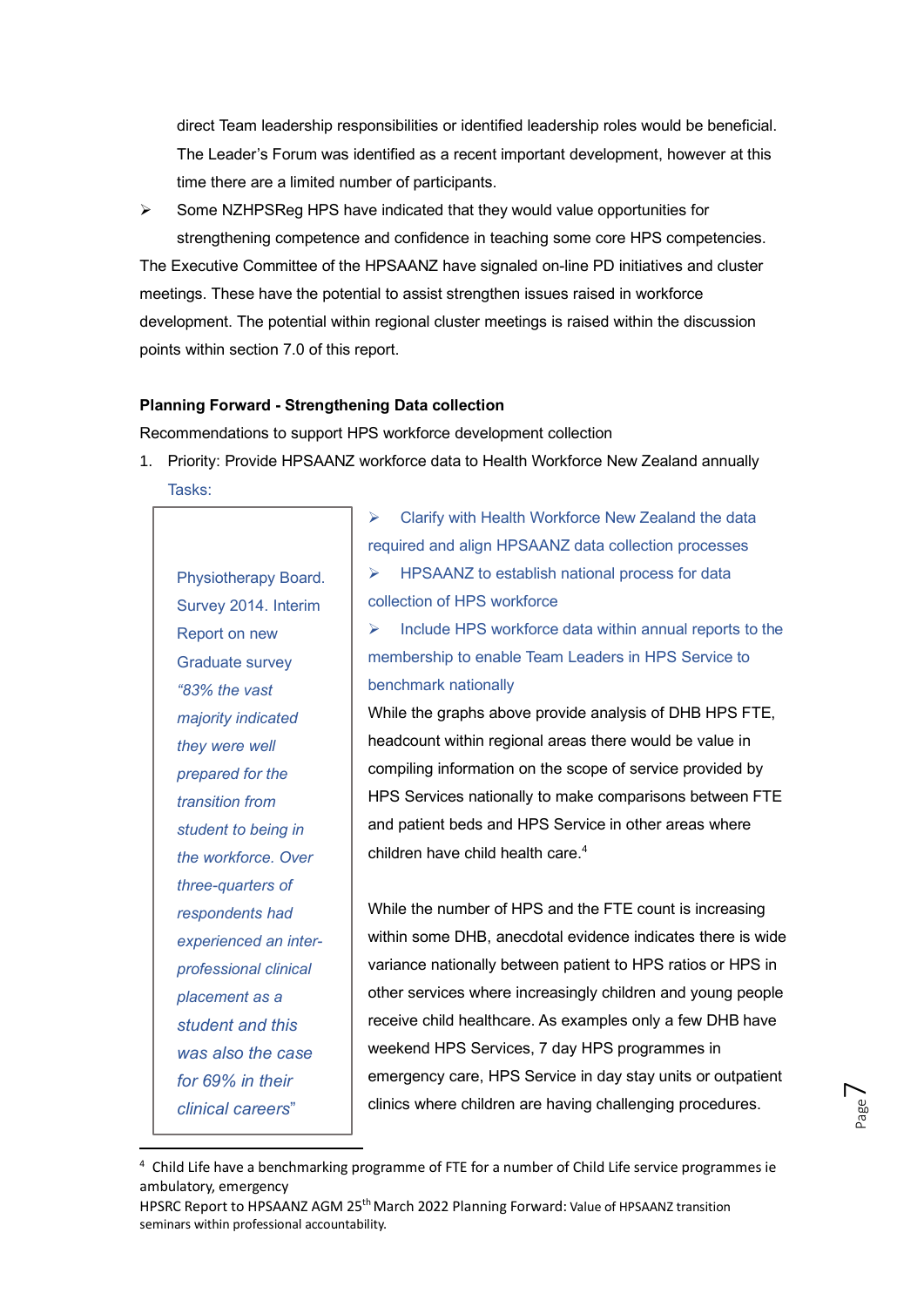direct Team leadership responsibilities or identified leadership roles would be beneficial. The Leader's Forum was identified as a recent important development, however at this time there are a limited number of participants.

- Some NZHPSReg HPS have indicated that they would value opportunities for strengthening competence and confidence in teaching some core HPS competencies.

The Executive Committee of the HPSAANZ have signaled on-line PD initiatives and cluster meetings. These have the potential to assist strengthen issues raised in workforce development. The potential within regional cluster meetings is raised within the discussion points within section 7.0 of this report.

**Planning Forward - Strengthening Data collection**

Recommendations to support HPS workforce development collection

1. Priority: Provide HPSAANZ workforce data to Health Workforce New Zealand annually

   Tasks:

- Clarify with Health Workforce New Zealand the data required and align HPSAANZ data collection processes
- HPSAANZ to establish national process for data collection of HPS workforce
- Include HPS workforce data within annual reports to the membership to enable Team Leaders in HPS Service to benchmark nationally

While the graphs above provide analysis of DHB HPS FTE, headcount within regional areas there would be value in compiling information on the scope of service provided by HPS Services nationally to make comparisons between FTE and patient beds and HPS Service in other areas where children have child health care.[4]

While the number of HPS and the FTE count is increasing within some DHB, anecdotal evidence indicates there is wide variance nationally between patient to HPS ratios or HPS in other services where increasingly children and young people receive child healthcare. As examples only a few DHB have weekend HPS Services, 7 day HPS programmes in emergency care, HPS Service in day stay units or outpatient clinics where children are having challenging procedures.

> Physiotherapy Board. Survey 2014. Interim Report on new Graduate survey *"83% the vast majority indicated they were well prepared for the transition from student to being in the workforce. Over three-quarters of respondents had experienced an inter-professional clinical placement as a student and this was also the case for 69% in their clinical careers"*

[4] Child Life have a benchmarking programme of FTE for a number of Child Life service programmes ie ambulatory, emergency

HPSRC Report to HPSAANZ AGM 25th March 2022 Planning Forward: Value of HPSAANZ transition seminars within professional accountability.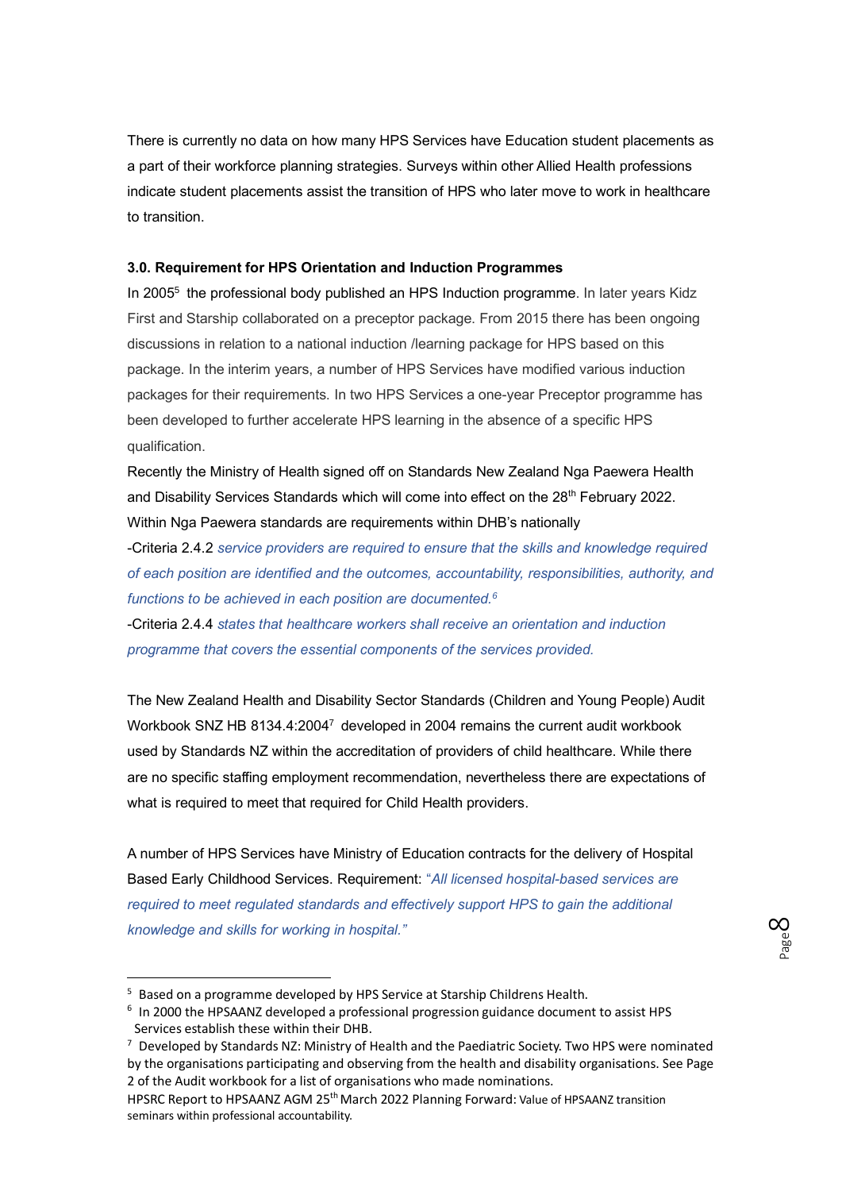There is currently no data on how many HPS Services have Education student placements as a part of their workforce planning strategies. Surveys within other Allied Health professions indicate student placements assist the transition of HPS who later move to work in healthcare to transition.

**3.0. Requirement for HPS Orientation and Induction Programmes**

In 2005[5] the professional body published an HPS Induction programme. In later years Kidz First and Starship collaborated on a preceptor package. From 2015 there has been ongoing discussions in relation to a national induction /learning package for HPS based on this package. In the interim years, a number of HPS Services have modified various induction packages for their requirements. In two HPS Services a one-year Preceptor programme has been developed to further accelerate HPS learning in the absence of a specific HPS qualification.

Recently the Ministry of Health signed off on Standards New Zealand Nga Paewera Health and Disability Services Standards which will come into effect on the 28th February 2022. Within Nga Paewera standards are requirements within DHB's nationally

-Criteria 2.4.2 *service providers are required to ensure that the skills and knowledge required of each position are identified and the outcomes, accountability, responsibilities, authority, and functions to be achieved in each position are documented.*[6]

-Criteria 2.4.4 *states that healthcare workers shall receive an orientation and induction programme that covers the essential components of the services provided.*

The New Zealand Health and Disability Sector Standards (Children and Young People) Audit Workbook SNZ HB 8134.4:2004[7] developed in 2004 remains the current audit workbook used by Standards NZ within the accreditation of providers of child healthcare. While there are no specific staffing employment recommendation, nevertheless there are expectations of what is required to meet that required for Child Health providers.

A number of HPS Services have Ministry of Education contracts for the delivery of Hospital Based Early Childhood Services. Requirement: *"All licensed hospital-based services are required to meet regulated standards and effectively support HPS to gain the additional knowledge and skills for working in hospital."*

---

[5] Based on a programme developed by HPS Service at Starship Childrens Health.

[6] In 2000 the HPSAANZ developed a professional progression guidance document to assist HPS Services establish these within their DHB.

[7] Developed by Standards NZ: Ministry of Health and the Paediatric Society. Two HPS were nominated by the organisations participating and observing from the health and disability organisations. See Page 2 of the Audit workbook for a list of organisations who made nominations.

HPSRC Report to HPSAANZ AGM 25th March 2022 Planning Forward: Value of HPSAANZ transition seminars within professional accountability.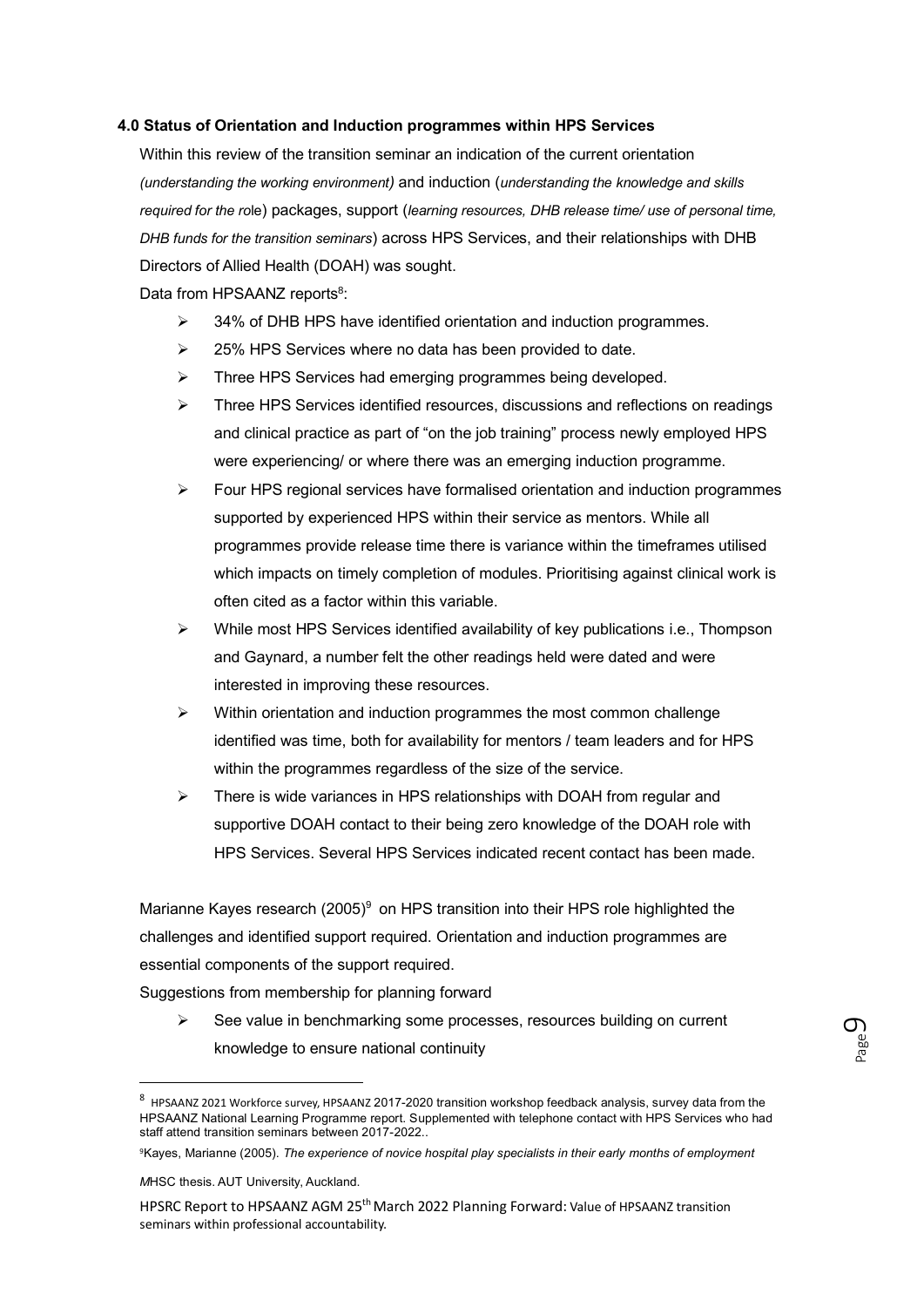**4.0 Status of Orientation and Induction programmes within HPS Services**

Within this review of the transition seminar an indication of the current orientation *(understanding the working environment)* and induction (*understanding the knowledge and skills required for the ro*le) packages, support (*learning resources, DHB release time/ use of personal time, DHB funds for the transition seminars*) across HPS Services, and their relationships with DHB Directors of Allied Health (DOAH) was sought.

Data from HPSAANZ reports[8]:

- 34% of DHB HPS have identified orientation and induction programmes.
- 25% HPS Services where no data has been provided to date.
- Three HPS Services had emerging programmes being developed.
- Three HPS Services identified resources, discussions and reflections on readings and clinical practice as part of "on the job training" process newly employed HPS were experiencing/ or where there was an emerging induction programme.
- Four HPS regional services have formalised orientation and induction programmes supported by experienced HPS within their service as mentors. While all programmes provide release time there is variance within the timeframes utilised which impacts on timely completion of modules. Prioritising against clinical work is often cited as a factor within this variable.
- While most HPS Services identified availability of key publications i.e., Thompson and Gaynard, a number felt the other readings held were dated and were interested in improving these resources.
- Within orientation and induction programmes the most common challenge identified was time, both for availability for mentors / team leaders and for HPS within the programmes regardless of the size of the service.
- There is wide variances in HPS relationships with DOAH from regular and supportive DOAH contact to their being zero knowledge of the DOAH role with HPS Services. Several HPS Services indicated recent contact has been made.

Marianne Kayes research (2005)[9] on HPS transition into their HPS role highlighted the challenges and identified support required. Orientation and induction programmes are essential components of the support required.

Suggestions from membership for planning forward

- See value in benchmarking some processes, resources building on current knowledge to ensure national continuity

---

[8] HPSAANZ 2021 Workforce survey, HPSAANZ 2017-2020 transition workshop feedback analysis, survey data from the HPSAANZ National Learning Programme report. Supplemented with telephone contact with HPS Services who had staff attend transition seminars between 2017-2022..

[9] Kayes, Marianne (2005). *The experience of novice hospital play specialists in their early months of employment M*HSC thesis. AUT University, Auckland.

HPSRC Report to HPSAANZ AGM 25th March 2022 Planning Forward: Value of HPSAANZ transition seminars within professional accountability.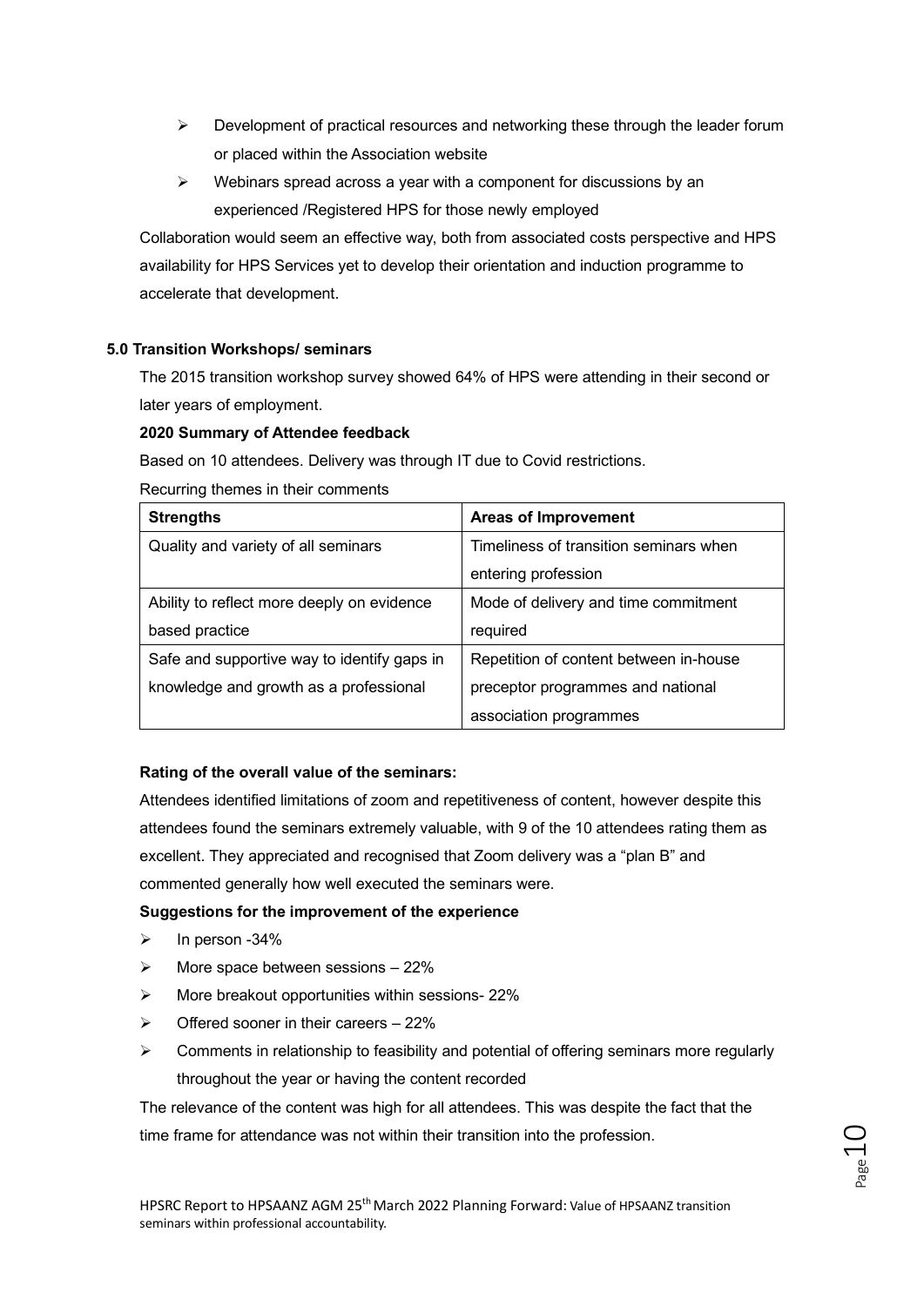- Development of practical resources and networking these through the leader forum or placed within the Association website
- Webinars spread across a year with a component for discussions by an experienced /Registered HPS for those newly employed

Collaboration would seem an effective way, both from associated costs perspective and HPS availability for HPS Services yet to develop their orientation and induction programme to accelerate that development.

## 5.0 Transition Workshops/ seminars

The 2015 transition workshop survey showed 64% of HPS were attending in their second or later years of employment.

**2020 Summary of Attendee feedback**

Based on 10 attendees. Delivery was through IT due to Covid restrictions.

Recurring themes in their comments

| **Strengths** | **Areas of Improvement** |
| --- | --- |
| Quality and variety of all seminars | Timeliness of transition seminars when entering profession |
| Ability to reflect more deeply on evidence based practice | Mode of delivery and time commitment required |
| Safe and supportive way to identify gaps in knowledge and growth as a professional | Repetition of content between in-house preceptor programmes and national association programmes |

**Rating of the overall value of the seminars:**

Attendees identified limitations of zoom and repetitiveness of content, however despite this attendees found the seminars extremely valuable, with 9 of the 10 attendees rating them as excellent. They appreciated and recognised that Zoom delivery was a "plan B" and commented generally how well executed the seminars were.

**Suggestions for the improvement of the experience**

- In person -34%
- More space between sessions – 22%
- More breakout opportunities within sessions- 22%
- Offered sooner in their careers – 22%
- Comments in relationship to feasibility and potential of offering seminars more regularly throughout the year or having the content recorded

The relevance of the content was high for all attendees. This was despite the fact that the time frame for attendance was not within their transition into the profession.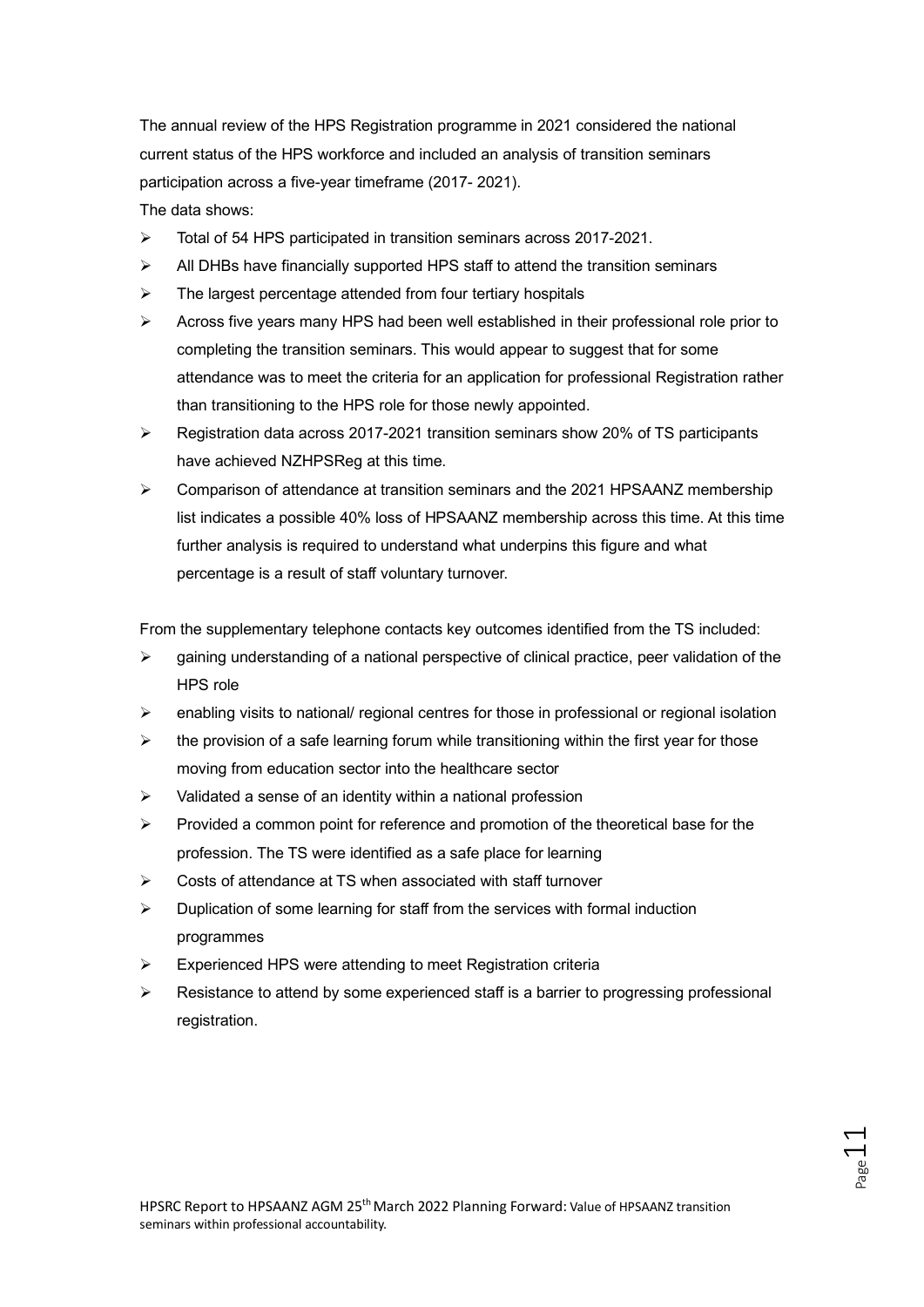The annual review of the HPS Registration programme in 2021 considered the national current status of the HPS workforce and included an analysis of transition seminars participation across a five-year timeframe (2017- 2021).

The data shows:

- Total of 54 HPS participated in transition seminars across 2017-2021.
- All DHBs have financially supported HPS staff to attend the transition seminars
- The largest percentage attended from four tertiary hospitals
- Across five years many HPS had been well established in their professional role prior to completing the transition seminars. This would appear to suggest that for some attendance was to meet the criteria for an application for professional Registration rather than transitioning to the HPS role for those newly appointed.
- Registration data across 2017-2021 transition seminars show 20% of TS participants have achieved NZHPSReg at this time.
- Comparison of attendance at transition seminars and the 2021 HPSAANZ membership list indicates a possible 40% loss of HPSAANZ membership across this time. At this time further analysis is required to understand what underpins this figure and what percentage is a result of staff voluntary turnover.

From the supplementary telephone contacts key outcomes identified from the TS included:

- gaining understanding of a national perspective of clinical practice, peer validation of the HPS role
- enabling visits to national/ regional centres for those in professional or regional isolation
- the provision of a safe learning forum while transitioning within the first year for those moving from education sector into the healthcare sector
- Validated a sense of an identity within a national profession
- Provided a common point for reference and promotion of the theoretical base for the profession. The TS were identified as a safe place for learning
- Costs of attendance at TS when associated with staff turnover
- Duplication of some learning for staff from the services with formal induction programmes
- Experienced HPS were attending to meet Registration criteria
- Resistance to attend by some experienced staff is a barrier to progressing professional registration.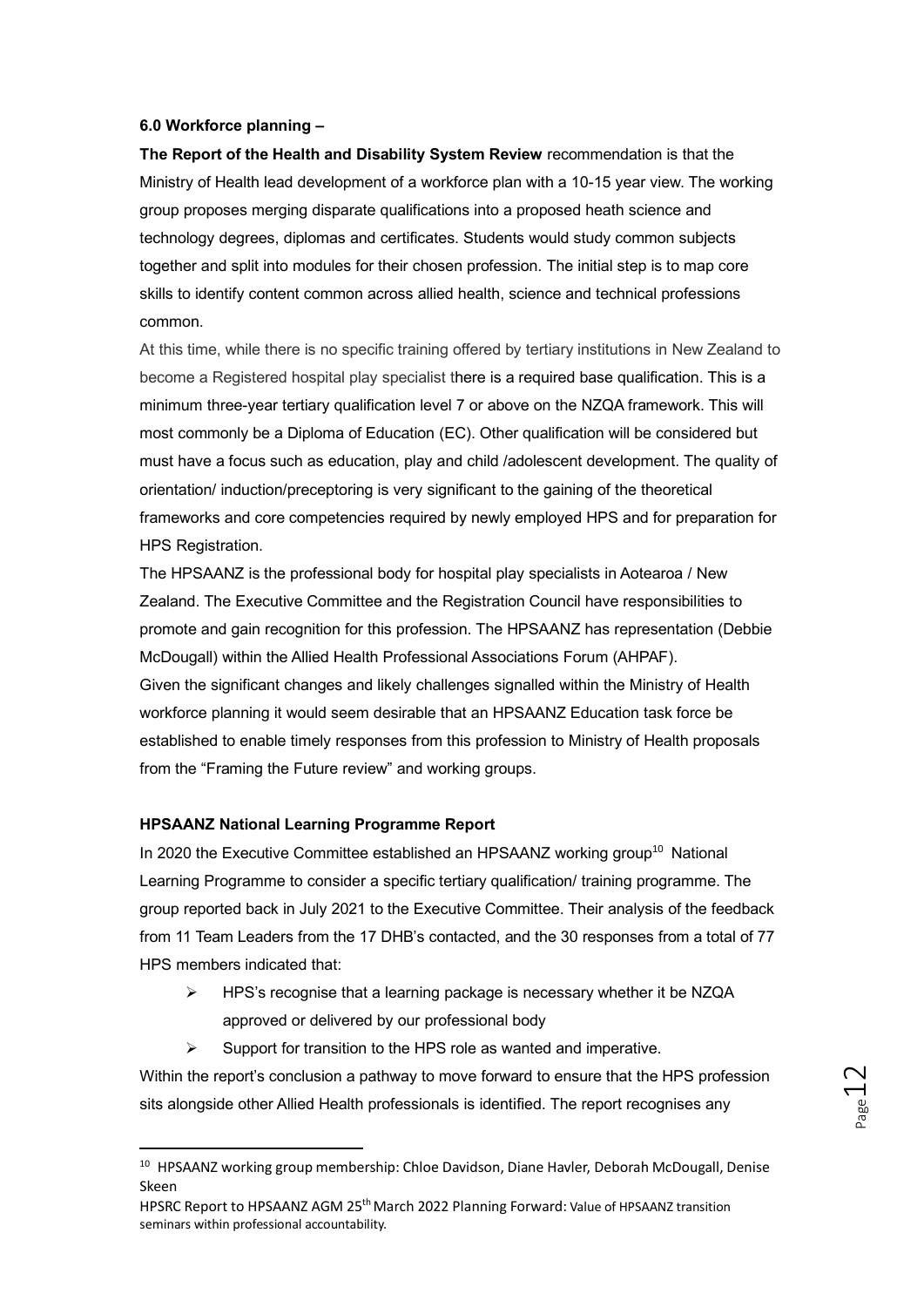**6.0 Workforce planning –**

**The Report of the Health and Disability System Review** recommendation is that the Ministry of Health lead development of a workforce plan with a 10-15 year view. The working group proposes merging disparate qualifications into a proposed heath science and technology degrees, diplomas and certificates. Students would study common subjects together and split into modules for their chosen profession. The initial step is to map core skills to identify content common across allied health, science and technical professions common.

At this time, while there is no specific training offered by tertiary institutions in New Zealand to become a Registered hospital play specialist there is a required base qualification. This is a minimum three-year tertiary qualification level 7 or above on the NZQA framework. This will most commonly be a Diploma of Education (EC). Other qualification will be considered but must have a focus such as education, play and child /adolescent development. The quality of orientation/ induction/preceptoring is very significant to the gaining of the theoretical frameworks and core competencies required by newly employed HPS and for preparation for HPS Registration.

The HPSAANZ is the professional body for hospital play specialists in Aotearoa / New Zealand. The Executive Committee and the Registration Council have responsibilities to promote and gain recognition for this profession. The HPSAANZ has representation (Debbie McDougall) within the Allied Health Professional Associations Forum (AHPAF).

Given the significant changes and likely challenges signalled within the Ministry of Health workforce planning it would seem desirable that an HPSAANZ Education task force be established to enable timely responses from this profession to Ministry of Health proposals from the "Framing the Future review" and working groups.

**HPSAANZ National Learning Programme Report**

In 2020 the Executive Committee established an HPSAANZ working group[10] National Learning Programme to consider a specific tertiary qualification/ training programme. The group reported back in July 2021 to the Executive Committee. Their analysis of the feedback from 11 Team Leaders from the 17 DHB's contacted, and the 30 responses from a total of 77 HPS members indicated that:

- HPS's recognise that a learning package is necessary whether it be NZQA approved or delivered by our professional body
- Support for transition to the HPS role as wanted and imperative.

Within the report's conclusion a pathway to move forward to ensure that the HPS profession sits alongside other Allied Health professionals is identified. The report recognises any

---

[10] HPSAANZ working group membership: Chloe Davidson, Diane Havler, Deborah McDougall, Denise Skeen

HPSRC Report to HPSAANZ AGM 25th March 2022 Planning Forward: Value of HPSAANZ transition seminars within professional accountability.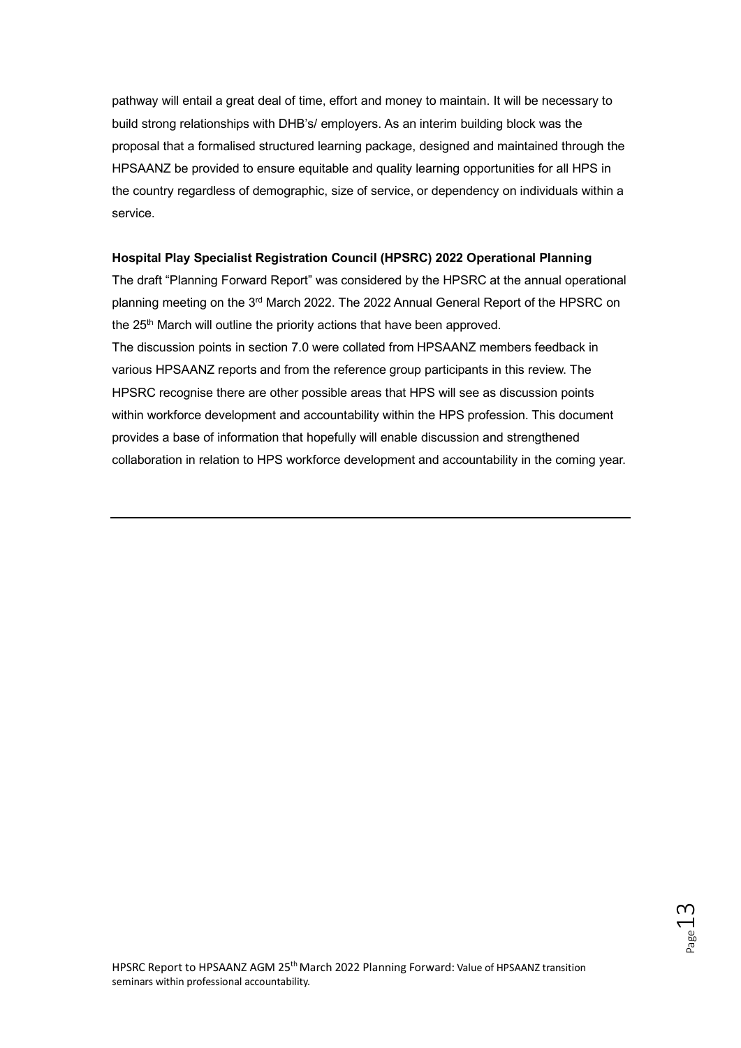pathway will entail a great deal of time, effort and money to maintain. It will be necessary to build strong relationships with DHB's/ employers. As an interim building block was the proposal that a formalised structured learning package, designed and maintained through the HPSAANZ be provided to ensure equitable and quality learning opportunities for all HPS in the country regardless of demographic, size of service, or dependency on individuals within a service.

**Hospital Play Specialist Registration Council (HPSRC) 2022 Operational Planning**

The draft "Planning Forward Report" was considered by the HPSRC at the annual operational planning meeting on the 3rd March 2022. The 2022 Annual General Report of the HPSRC on the 25th March will outline the priority actions that have been approved.

The discussion points in section 7.0 were collated from HPSAANZ members feedback in various HPSAANZ reports and from the reference group participants in this review. The HPSRC recognise there are other possible areas that HPS will see as discussion points within workforce development and accountability within the HPS profession. This document provides a base of information that hopefully will enable discussion and strengthened collaboration in relation to HPS workforce development and accountability in the coming year.

---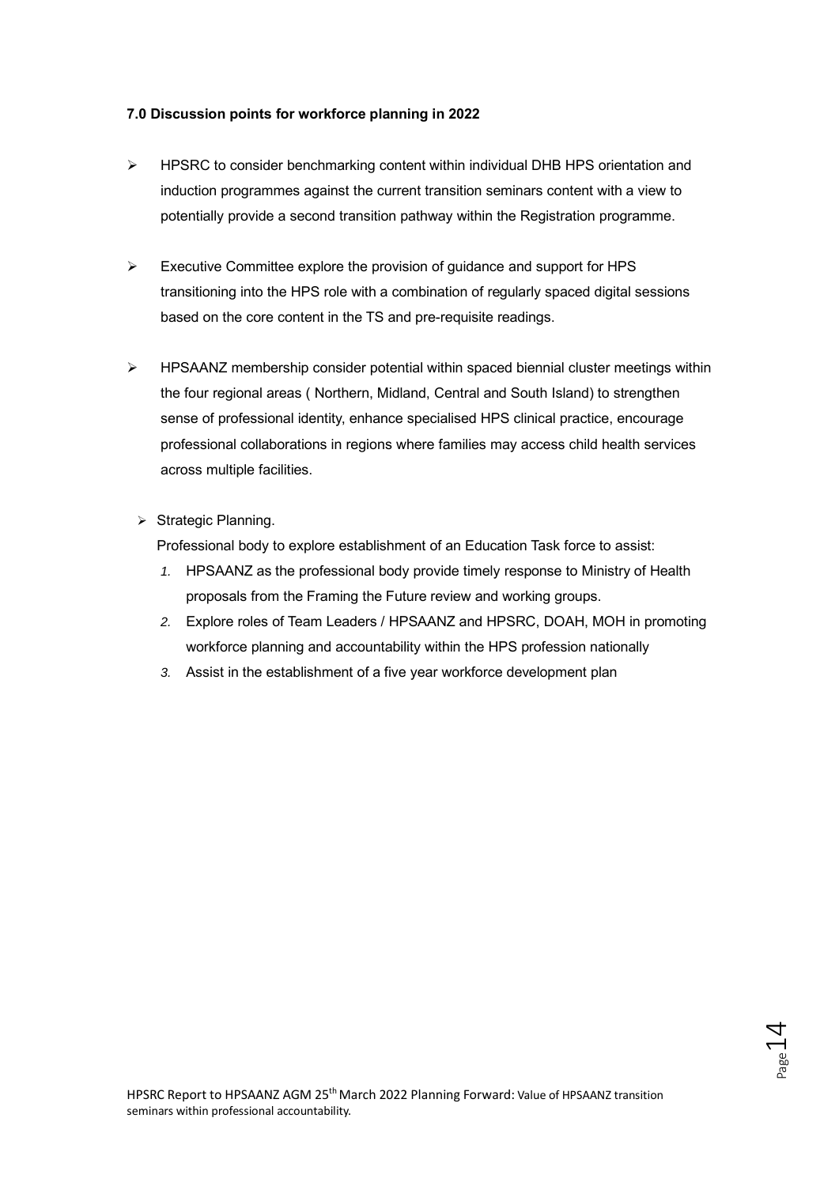**7.0 Discussion points for workforce planning in 2022**

- HPSRC to consider benchmarking content within individual DHB HPS orientation and induction programmes against the current transition seminars content with a view to potentially provide a second transition pathway within the Registration programme.

- Executive Committee explore the provision of guidance and support for HPS transitioning into the HPS role with a combination of regularly spaced digital sessions based on the core content in the TS and pre-requisite readings.

- HPSAANZ membership consider potential within spaced biennial cluster meetings within the four regional areas ( Northern, Midland, Central and South Island) to strengthen sense of professional identity, enhance specialised HPS clinical practice, encourage professional collaborations in regions where families may access child health services across multiple facilities.

- Strategic Planning.

  Professional body to explore establishment of an Education Task force to assist:

  1. HPSAANZ as the professional body provide timely response to Ministry of Health proposals from the Framing the Future review and working groups.
  2. Explore roles of Team Leaders / HPSAANZ and HPSRC, DOAH, MOH in promoting workforce planning and accountability within the HPS profession nationally
  3. Assist in the establishment of a five year workforce development plan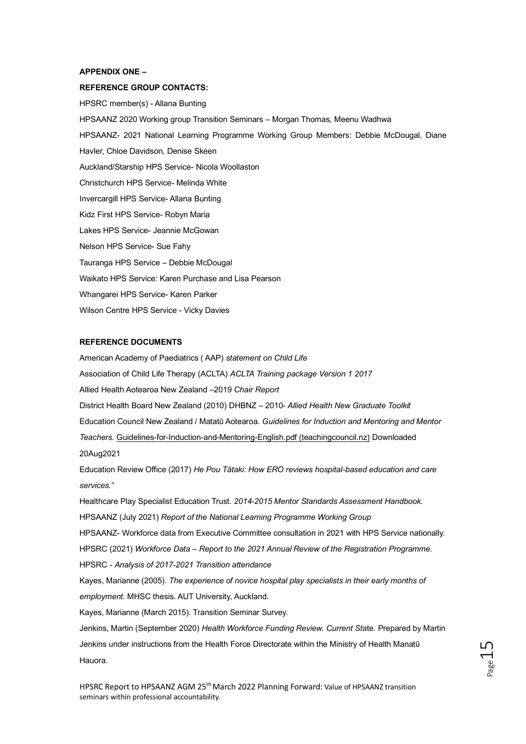**APPENDIX ONE –**

**REFERENCE GROUP CONTACTS:**

HPSRC member(s) - Allana Bunting

HPSAANZ 2020 Working group Transition Seminars – Morgan Thomas, Meenu Wadhwa

HPSAANZ- 2021 National Learning Programme Working Group Members: Debbie McDougal, Diane Havler, Chloe Davidson, Denise Skeen

Auckland/Starship HPS Service- Nicola Woollaston

Christchurch HPS Service- Melinda White

Invercargill HPS Service- Allana Bunting

Kidz First HPS Service- Robyn Maria

Lakes HPS Service- Jeannie McGowan

Nelson HPS Service- Sue Fahy

Tauranga HPS Service – Debbie McDougal

Waikato HPS Service: Karen Purchase and Lisa Pearson

Whangarei HPS Service- Karen Parker

Wilson Centre HPS Service - Vicky Davies

**REFERENCE DOCUMENTS**

American Academy of Paediatrics ( AAP) *statement on Child Life*

Association of Child Life Therapy (ACLTA) *ACLTA Training package Version 1 2017*

Allied Health Aotearoa New Zealand –2019 *Chair Report*

District Health Board New Zealand (2010) DHBNZ – 2010- *Allied Health New Graduate Toolkit*

Education Council New Zealand / Matatū Aotearoa. *Guidelines for Induction and Mentoring and Mentor Teachers.* Guidelines-for-Induction-and-Mentoring-English.pdf (teachingcouncil.nz) Downloaded 20Aug2021

Education Review Office (2017) *He Pou Tātaki: How ERO reviews hospital-based education and care services."*

Healthcare Play Specialist Education Trust. *2014-2015 Mentor Standards Assessment Handbook.*

HPSAANZ (July 2021) *Report of the National Learning Programme Working Group*

HPSAANZ- Workforce data from Executive Committee consultation in 2021 with HPS Service nationally.

HPSRC (2021) *Workforce Data – Report to the 2021 Annual Review of the Registration Programme*.

HPSRC - *Analysis of 2017-2021 Transition attendance*

Kayes, Marianne (2005). *The experience of novice hospital play specialists in their early months of employment*. MHSC thesis. AUT University, Auckland.

Kayes, Marianne (March 2015). Transition Seminar Survey.

Jenkins, Martin (September 2020) *Health Workforce Funding Review. Current Sta*te. Prepared by Martin Jenkins under instructions from the Health Force Directorate within the Ministry of Health Manatū Hauora.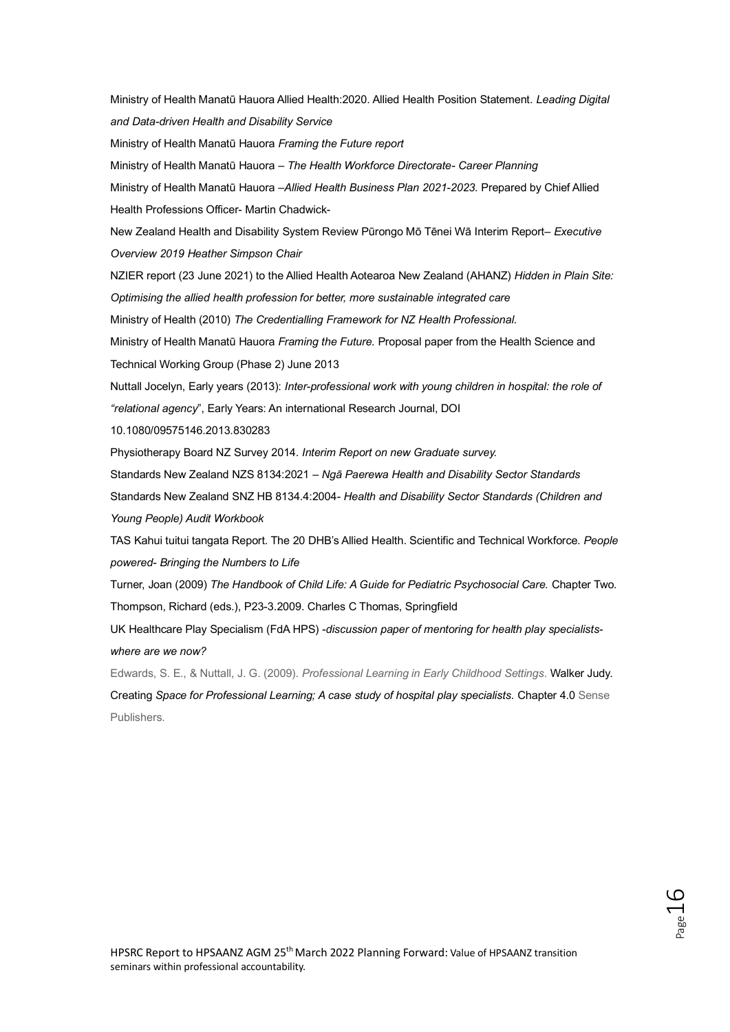Ministry of Health Manatū Hauora Allied Health:2020. Allied Health Position Statement. *Leading Digital and Data-driven Health and Disability Service*

Ministry of Health Manatū Hauora *Framing the Future report*

Ministry of Health Manatū Hauora – *The Health Workforce Directorate- Career Planning*

Ministry of Health Manatū Hauora –*Allied Health Business Plan 2021-2023.* Prepared by Chief Allied Health Professions Officer- Martin Chadwick-

New Zealand Health and Disability System Review Pūrongo Mō Tēnei Wā Interim Report– *Executive Overview 2019 Heather Simpson Chair*

NZIER report (23 June 2021) to the Allied Health Aotearoa New Zealand (AHANZ) *Hidden in Plain Site: Optimising the allied health profession for better, more sustainable integrated care*

Ministry of Health (2010) *The Credentialling Framework for NZ Health Professional.*

Ministry of Health Manatū Hauora *Framing the Future.* Proposal paper from the Health Science and Technical Working Group (Phase 2) June 2013

Nuttall Jocelyn, Early years (2013): *Inter-professional work with young children in hospital: the role of "relational agency*", Early Years: An international Research Journal, DOI 10.1080/09575146.2013.830283

Physiotherapy Board NZ Survey 2014. *Interim Report on new Graduate survey.*

Standards New Zealand NZS 8134:2021 – *Ngā Paerewa Health and Disability Sector Standards*

Standards New Zealand SNZ HB 8134.4:2004- *Health and Disability Sector Standards (Children and Young People) Audit Workbook*

TAS Kahui tuitui tangata Report. The 20 DHB's Allied Health. Scientific and Technical Workforce. *People powered- Bringing the Numbers to Life*

Turner, Joan (2009) *The Handbook of Child Life: A Guide for Pediatric Psychosocial Care.* Chapter Two. Thompson, Richard (eds.), P23-3.2009. Charles C Thomas, Springfield

UK Healthcare Play Specialism (FdA HPS) -*discussion paper of mentoring for health play specialists- where are we now?*

Edwards, S. E., & Nuttall, J. G. (2009). *Professional Learning in Early Childhood Settings*. Walker Judy. Creating *Space for Professional Learning; A case study of hospital play specialists.* Chapter 4.0 Sense Publishers.